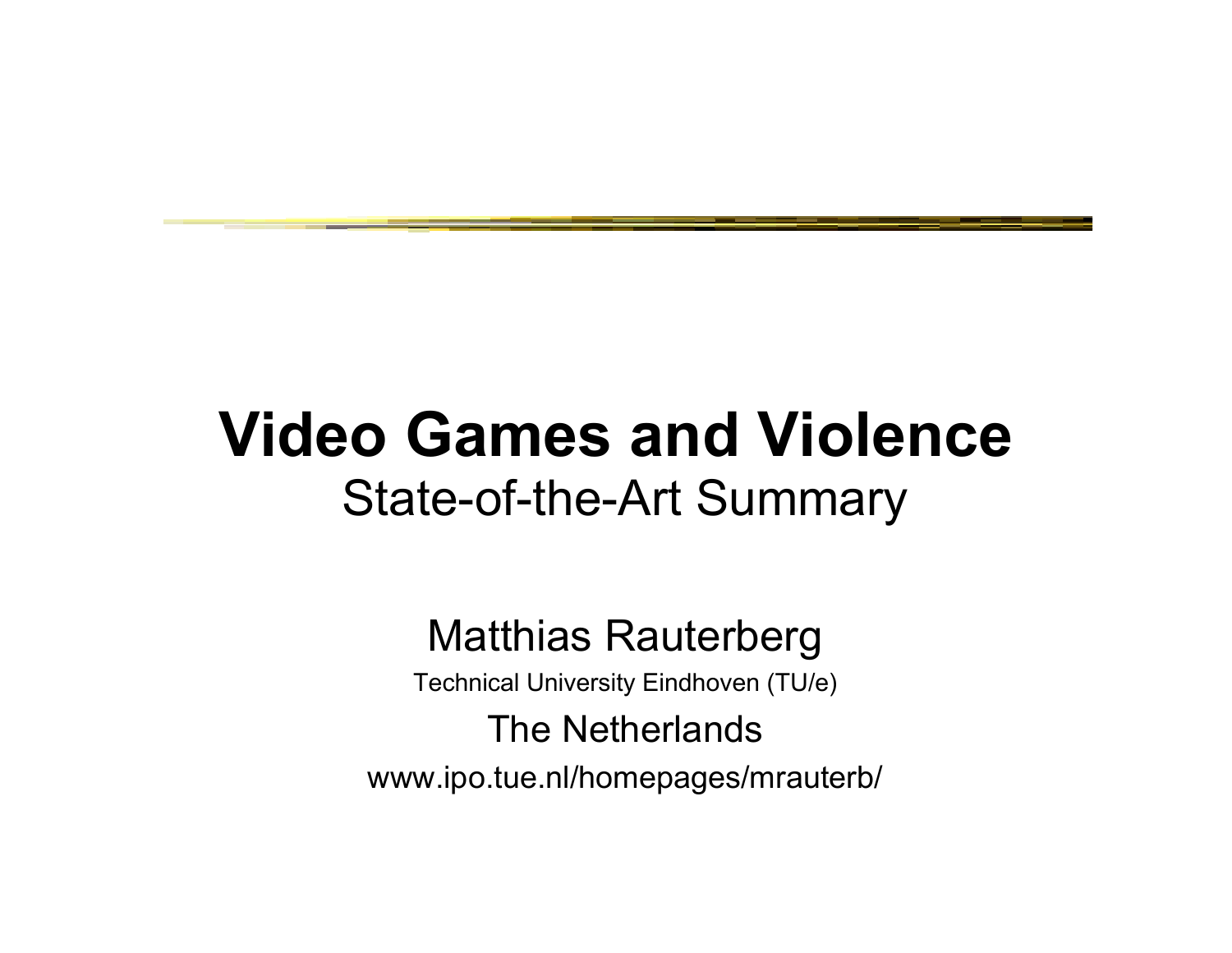# Video Games and Violence

State-of-the-Art Summary

Matthias Rauterberg

Technical University Eindhoven (TU/e)

The Netherlands

www.ipo.tue.nl/homepages/mrauterb/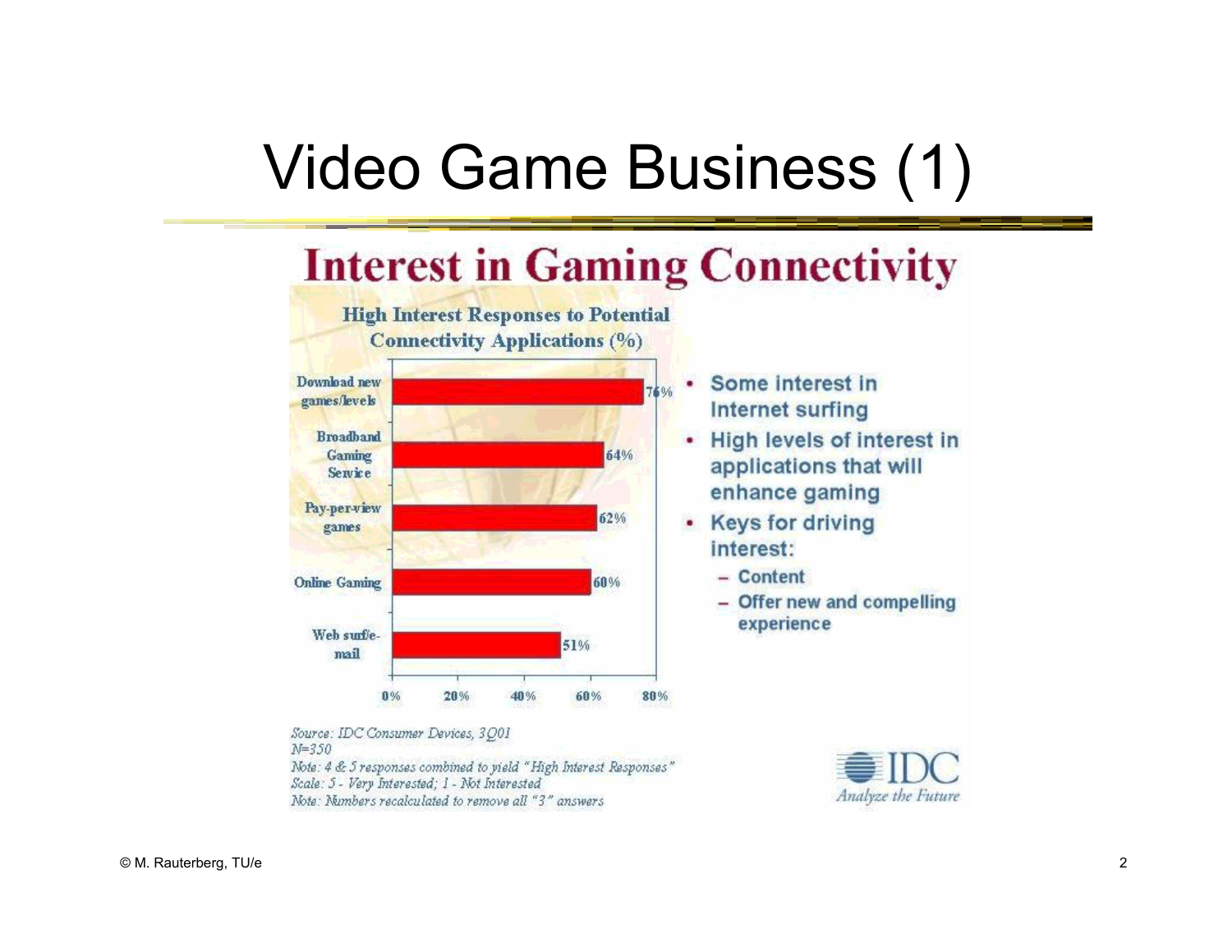# Video Game Business (1)

## Interest in Gaming Connectivity

**High Interest Responses to Potential Connectivity Applications (%)**

| Application | High Interest (%) |
| --- | --- |
| Download new games/levels | 76% |
| Broadband Gaming Service | 64% |
| Pay-per-view games | 62% |
| Online Gaming | 60% |
| Web surf/e-mail | 51% |

*Source: IDC Consumer Devices, 3Q01*
*N=350*
*Note: 4 & 5 responses combined to yield "High Interest Responses"*
*Scale: 5 - Very Interested; 1 - Not Interested*
*Note: Numbers recalculated to remove all "3" answers*

- Some interest in Internet surfing
- High levels of interest in applications that will enhance gaming
- Keys for driving interest:
  - Content
  - Offer new and compelling experience

IDC
*Analyze the Future*

© M. Rauterberg, TU/e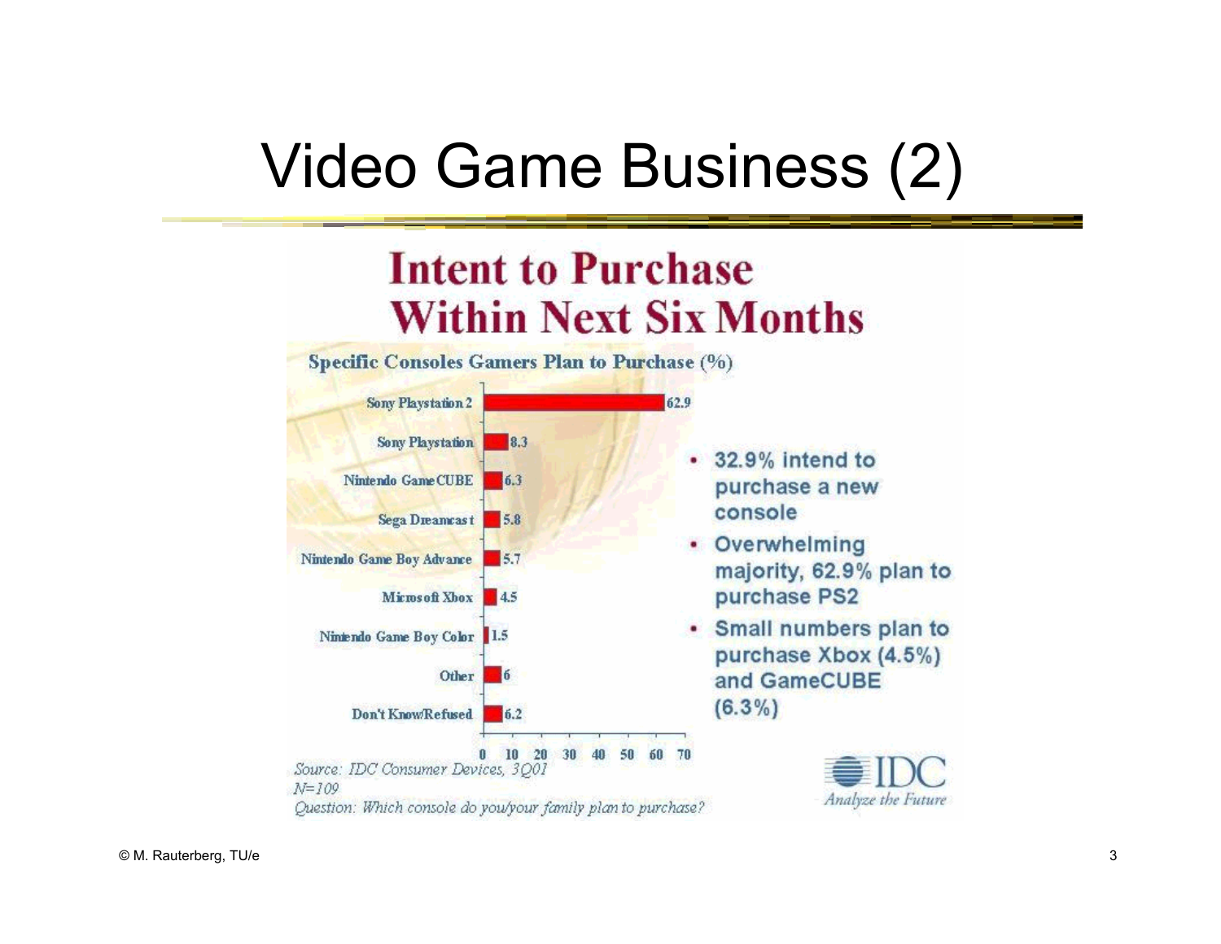# Video Game Business (2)

## Intent to Purchase Within Next Six Months

**Specific Consoles Gamers Plan to Purchase (%)**

| Console | % |
|---|---|
| Sony Playstation 2 | 62.9 |
| Sony Playstation | 8.3 |
| Nintendo GameCUBE | 6.3 |
| Sega Dreamcast | 5.8 |
| Nintendo Game Boy Advance | 5.7 |
| Microsoft Xbox | 4.5 |
| Nintendo Game Boy Color | 1.5 |
| Other | 6 |
| Don't Know/Refused | 6.2 |

*Source: IDC Consumer Devices, 3Q01*
*N=109*
*Question: Which console do you/your family plan to purchase?*

- 32.9% intend to purchase a new console
- Overwhelming majority, 62.9% plan to purchase PS2
- Small numbers plan to purchase Xbox (4.5%) and GameCUBE (6.3%)

IDC *Analyze the Future*

© M. Rauterberg, TU/e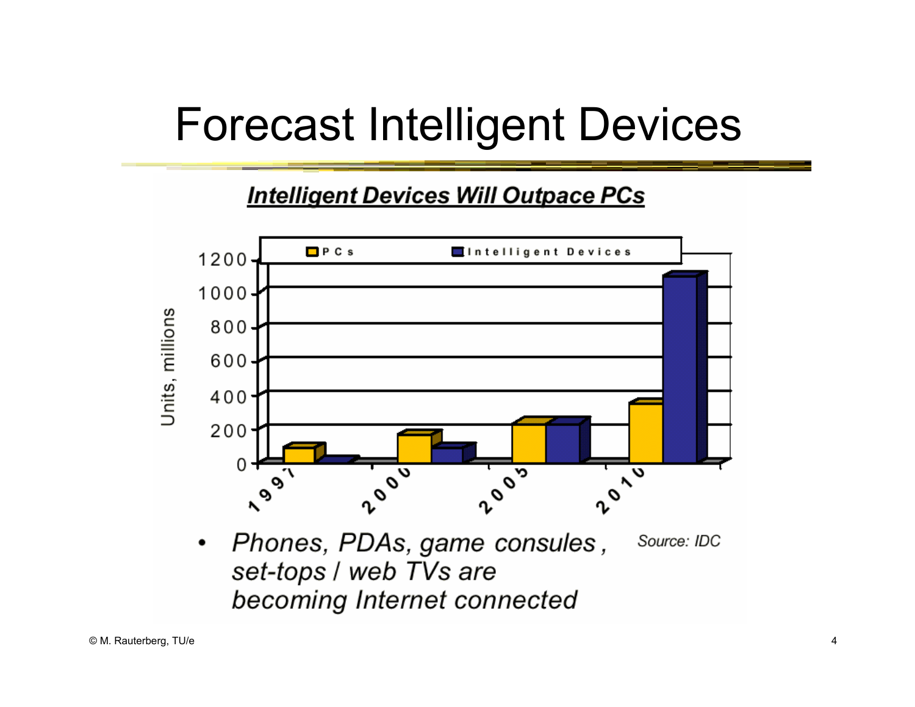# Forecast Intelligent Devices

**Intelligent Devices Will Outpace PCs**

- *Phones, PDAs, game consules , set-tops / web TVs are becoming Internet connected*

*Source: IDC*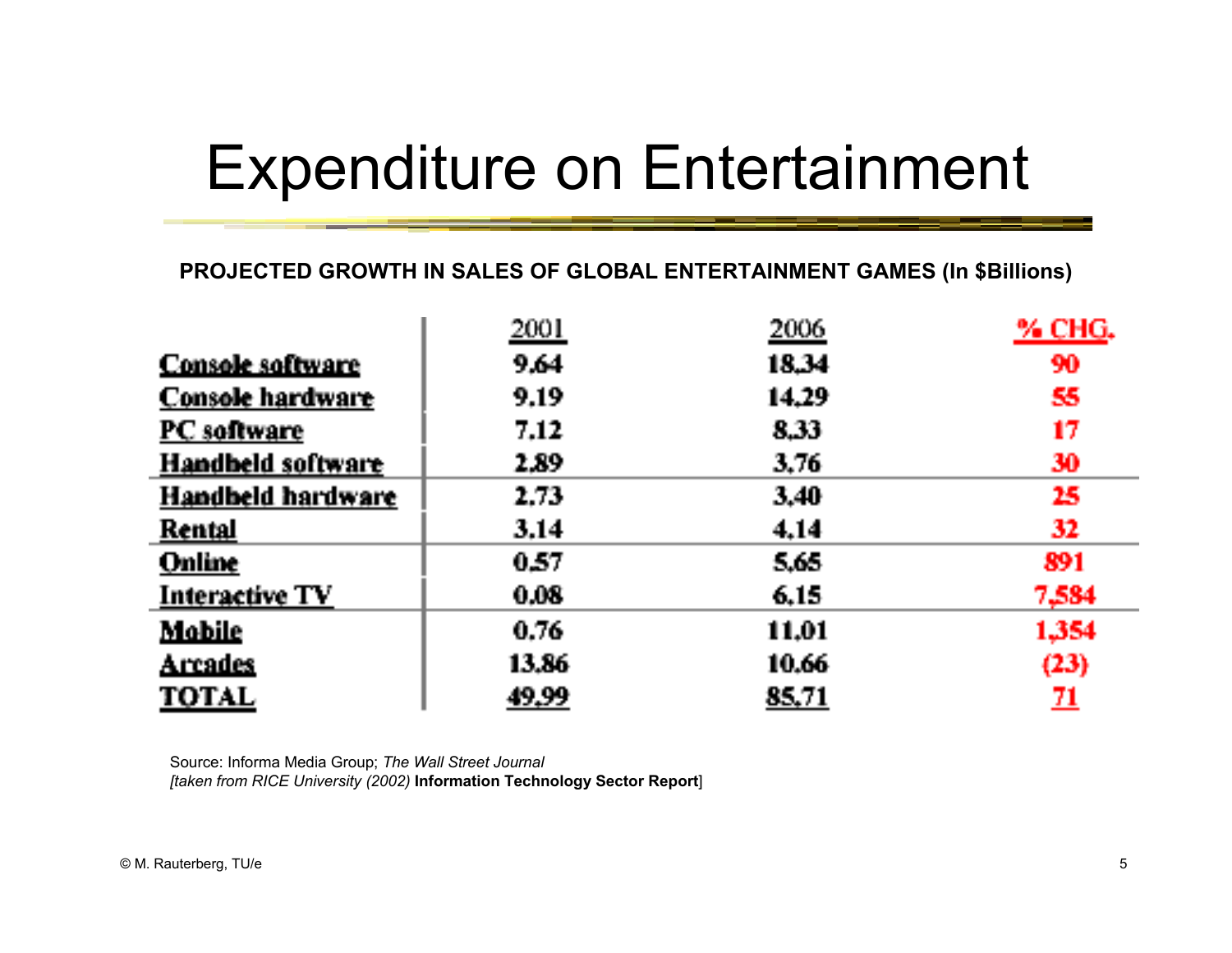# Expenditure on Entertainment

**PROJECTED GROWTH IN SALES OF GLOBAL ENTERTAINMENT GAMES (In $Billions)**

| | 2001 | 2006 | % CHG. |
|---|---|---|---|
| Console software | 9.64 | 18.34 | 90 |
| Console hardware | 9.19 | 14.29 | 55 |
| PC software | 7.12 | 8.33 | 17 |
| Handheld software | 2.89 | 3.76 | 30 |
| Handheld hardware | 2.73 | 3.40 | 25 |
| Rental | 3.14 | 4.14 | 32 |
| Online | 0.57 | 5.65 | 891 |
| Interactive TV | 0.08 | 6.15 | 7,584 |
| Mobile | 0.76 | 11.01 | 1,354 |
| Arcades | 13.86 | 10.66 | (23) |
| TOTAL | 49.99 | 85.71 | 71 |

Source: Informa Media Group; *The Wall Street Journal*
*[taken from RICE University (2002)* **Information Technology Sector Report**]

© M. Rauterberg, TU/e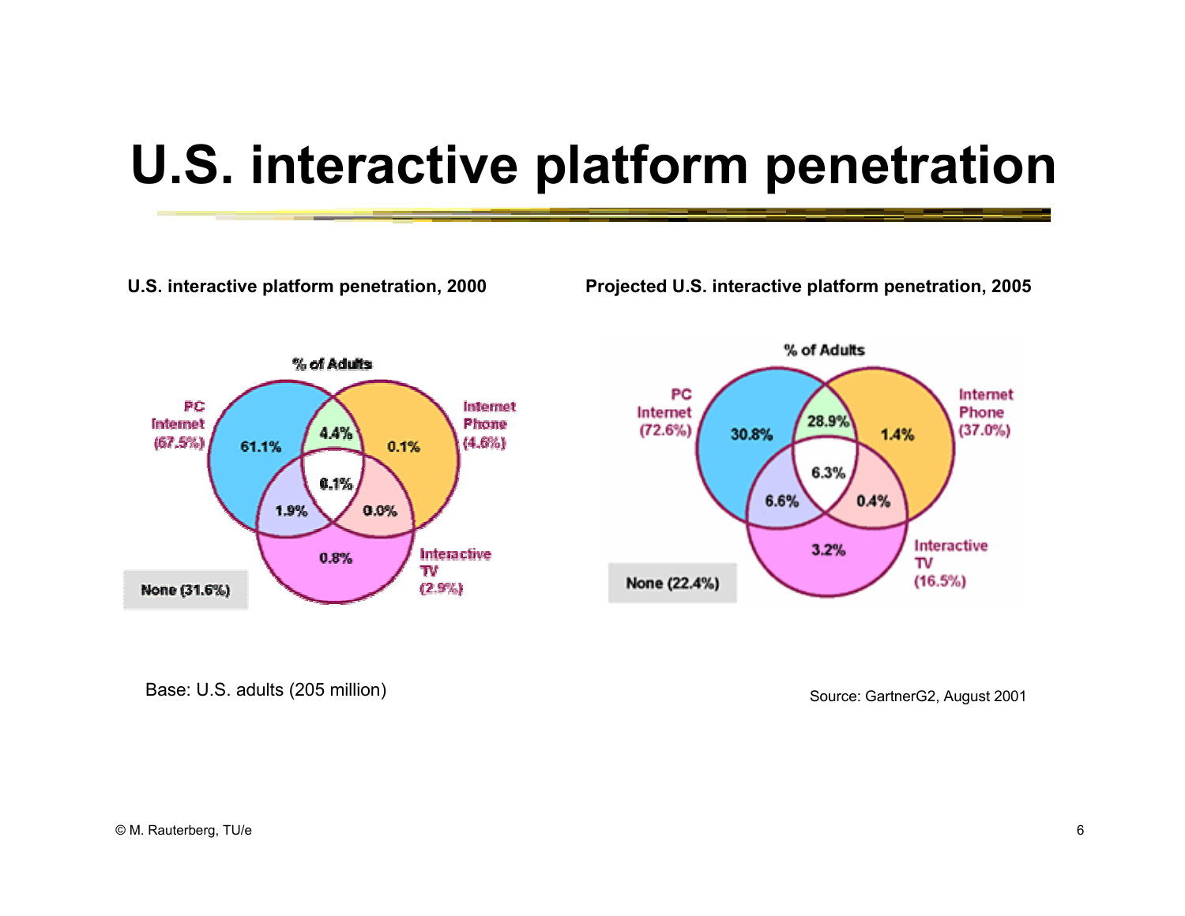# U.S. interactive platform penetration

**U.S. interactive platform penetration, 2000**

% of Adults

- PC Internet (67.5%)
- Internet Phone (4.6%)
- Interactive TV (2.9%)
- PC Internet only: 61.1%
- PC Internet & Internet Phone: 4.4%
- Internet Phone only: 0.1%
- All three: 0.1%
- PC Internet & Interactive TV: 1.9%
- Internet Phone & Interactive TV: 0.0%
- Interactive TV only: 0.8%
- None (31.6%)

**Projected U.S. interactive platform penetration, 2005**

% of Adults

- PC Internet (72.6%)
- Internet Phone (37.0%)
- Interactive TV (16.5%)
- PC Internet only: 30.8%
- PC Internet & Internet Phone: 28.9%
- Internet Phone only: 1.4%
- All three: 6.3%
- PC Internet & Interactive TV: 6.6%
- Internet Phone & Interactive TV: 0.4%
- Interactive TV only: 3.2%
- None (22.4%)

Base: U.S. adults (205 million)

Source: GartnerG2, August 2001

© M. Rauterberg, TU/e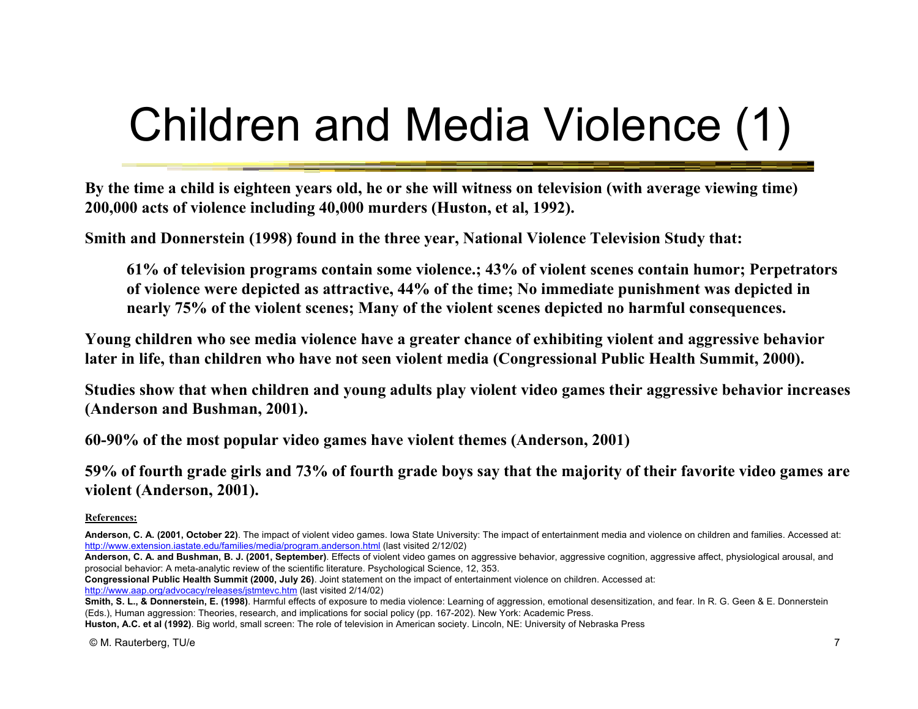# Children and Media Violence (1)

**By the time a child is eighteen years old, he or she will witness on television (with average viewing time) 200,000 acts of violence including 40,000 murders (Huston, et al, 1992).**

**Smith and Donnerstein (1998) found in the three year, National Violence Television Study that:**

> **61% of television programs contain some violence.; 43% of violent scenes contain humor; Perpetrators of violence were depicted as attractive, 44% of the time; No immediate punishment was depicted in nearly 75% of the violent scenes; Many of the violent scenes depicted no harmful consequences.**

**Young children who see media violence have a greater chance of exhibiting violent and aggressive behavior later in life, than children who have not seen violent media (Congressional Public Health Summit, 2000).**

**Studies show that when children and young adults play violent video games their aggressive behavior increases (Anderson and Bushman, 2001).**

**60-90% of the most popular video games have violent themes (Anderson, 2001)**

**59% of fourth grade girls and 73% of fourth grade boys say that the majority of their favorite video games are violent (Anderson, 2001).**

**References:**

**Anderson, C. A. (2001, October 22)**. The impact of violent video games. Iowa State University: The impact of entertainment media and violence on children and families. Accessed at: http://www.extension.iastate.edu/families/media/program.anderson.html (last visited 2/12/02)

**Anderson, C. A. and Bushman, B. J. (2001, September)**. Effects of violent video games on aggressive behavior, aggressive cognition, aggressive affect, physiological arousal, and prosocial behavior: A meta-analytic review of the scientific literature. Psychological Science, 12, 353.

**Congressional Public Health Summit (2000, July 26)**. Joint statement on the impact of entertainment violence on children. Accessed at: http://www.aap.org/advocacy/releases/jstmtevc.htm (last visited 2/14/02)

**Smith, S. L., & Donnerstein, E. (1998)**. Harmful effects of exposure to media violence: Learning of aggression, emotional desensitization, and fear. In R. G. Geen & E. Donnerstein (Eds.), Human aggression: Theories, research, and implications for social policy (pp. 167-202). New York: Academic Press.

**Huston, A.C. et al (1992)**. Big world, small screen: The role of television in American society. Lincoln, NE: University of Nebraska Press

© M. Rauterberg, TU/e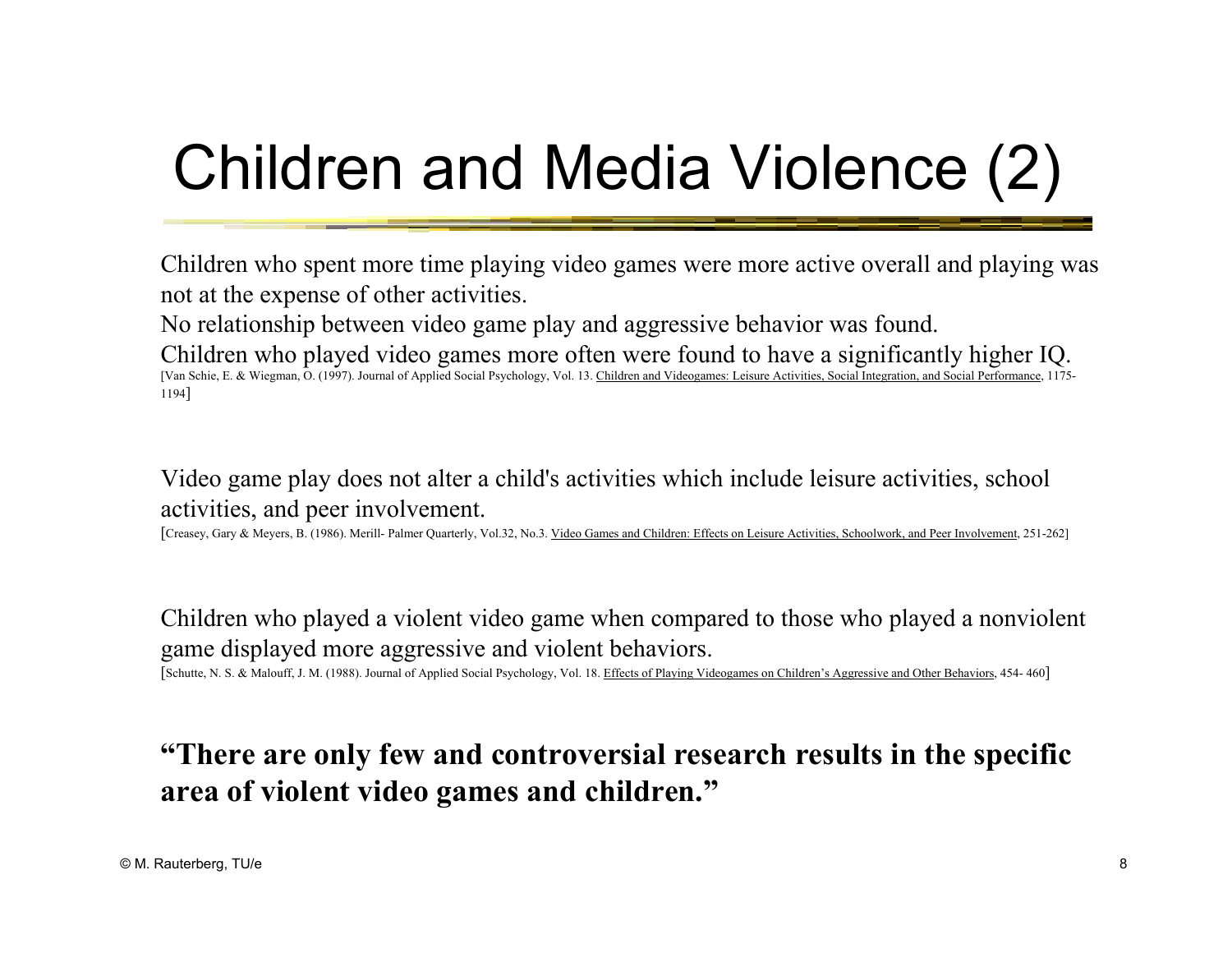# Children and Media Violence (2)

Children who spent more time playing video games were more active overall and playing was not at the expense of other activities.
No relationship between video game play and aggressive behavior was found.
Children who played video games more often were found to have a significantly higher IQ.
[Van Schie, E. & Wiegman, O. (1997). Journal of Applied Social Psychology, Vol. 13. Children and Videogames: Leisure Activities, Social Integration, and Social Performance, 1175-1194]

Video game play does not alter a child's activities which include leisure activities, school activities, and peer involvement.
[Creasey, Gary & Meyers, B. (1986). Merill- Palmer Quarterly, Vol.32, No.3. Video Games and Children: Effects on Leisure Activities, Schoolwork, and Peer Involvement, 251-262]

Children who played a violent video game when compared to those who played a nonviolent game displayed more aggressive and violent behaviors.
[Schutte, N. S. & Malouff, J. M. (1988). Journal of Applied Social Psychology, Vol. 18. Effects of Playing Videogames on Children's Aggressive and Other Behaviors, 454- 460]

**"There are only few and controversial research results in the specific area of violent video games and children."**

© M. Rauterberg, TU/e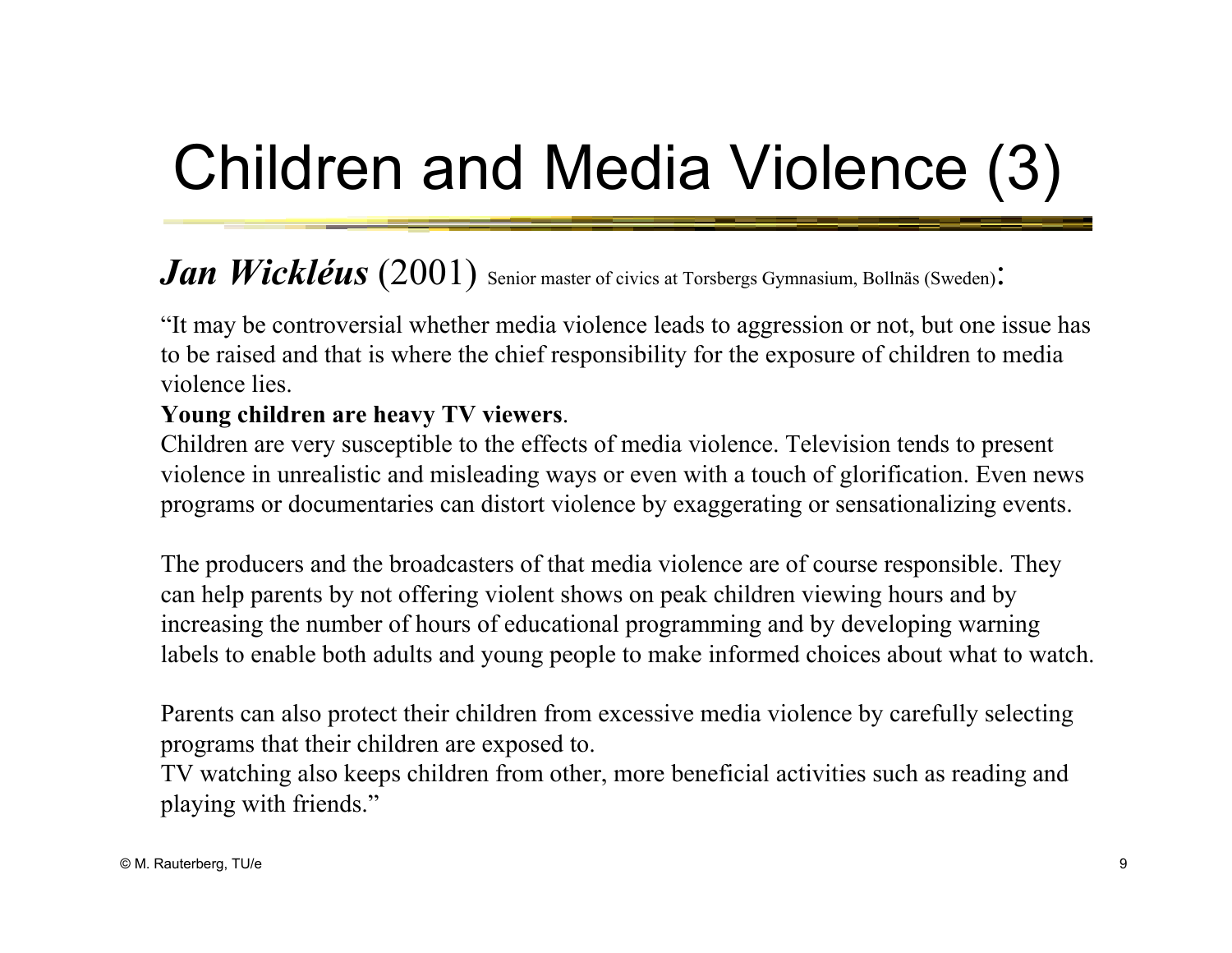# Children and Media Violence (3)

***Jan Wickléus*** (2001) Senior master of civics at Torsbergs Gymnasium, Bollnäs (Sweden):

"It may be controversial whether media violence leads to aggression or not, but one issue has to be raised and that is where the chief responsibility for the exposure of children to media violence lies.
**Young children are heavy TV viewers**.
Children are very susceptible to the effects of media violence. Television tends to present violence in unrealistic and misleading ways or even with a touch of glorification. Even news programs or documentaries can distort violence by exaggerating or sensationalizing events.

The producers and the broadcasters of that media violence are of course responsible. They can help parents by not offering violent shows on peak children viewing hours and by increasing the number of hours of educational programming and by developing warning labels to enable both adults and young people to make informed choices about what to watch.

Parents can also protect their children from excessive media violence by carefully selecting programs that their children are exposed to.
TV watching also keeps children from other, more beneficial activities such as reading and playing with friends."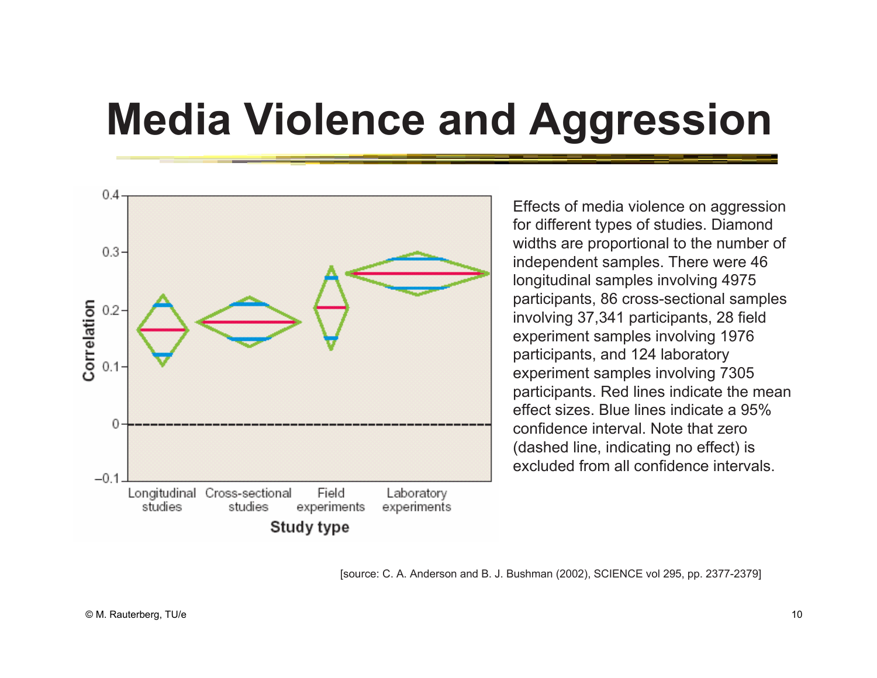# Media Violence and Aggression

Effects of media violence on aggression for different types of studies. Diamond widths are proportional to the number of independent samples. There were 46 longitudinal samples involving 4975 participants, 86 cross-sectional samples involving 37,341 participants, 28 field experiment samples involving 1976 participants, and 124 laboratory experiment samples involving 7305 participants. Red lines indicate the mean effect sizes. Blue lines indicate a 95% confidence interval. Note that zero (dashed line, indicating no effect) is excluded from all confidence intervals.

[source: C. A. Anderson and B. J. Bushman (2002), SCIENCE vol 295, pp. 2377-2379]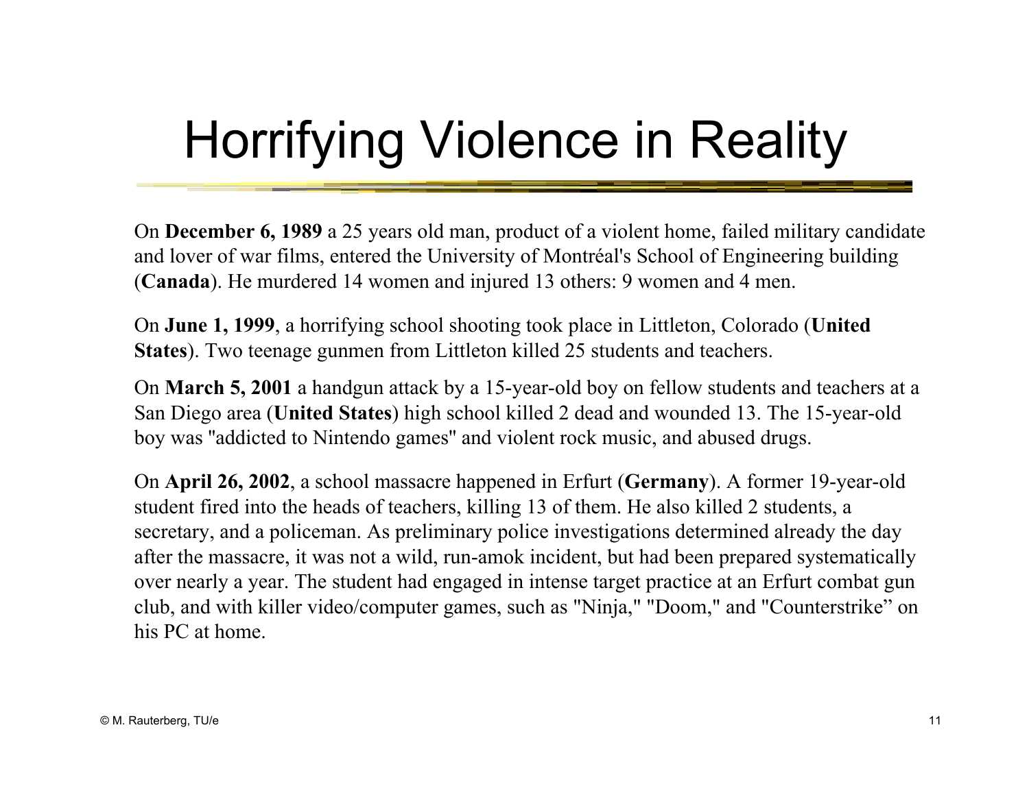# Horrifying Violence in Reality

On **December 6, 1989** a 25 years old man, product of a violent home, failed military candidate and lover of war films, entered the University of Montréal's School of Engineering building (**Canada**). He murdered 14 women and injured 13 others: 9 women and 4 men.

On **June 1, 1999**, a horrifying school shooting took place in Littleton, Colorado (**United States**). Two teenage gunmen from Littleton killed 25 students and teachers.

On **March 5, 2001** a handgun attack by a 15-year-old boy on fellow students and teachers at a San Diego area (**United States**) high school killed 2 dead and wounded 13. The 15-year-old boy was "addicted to Nintendo games" and violent rock music, and abused drugs.

On **April 26, 2002**, a school massacre happened in Erfurt (**Germany**). A former 19-year-old student fired into the heads of teachers, killing 13 of them. He also killed 2 students, a secretary, and a policeman. As preliminary police investigations determined already the day after the massacre, it was not a wild, run-amok incident, but had been prepared systematically over nearly a year. The student had engaged in intense target practice at an Erfurt combat gun club, and with killer video/computer games, such as "Ninja," "Doom," and "Counterstrike" on his PC at home.

© M. Rauterberg, TU/e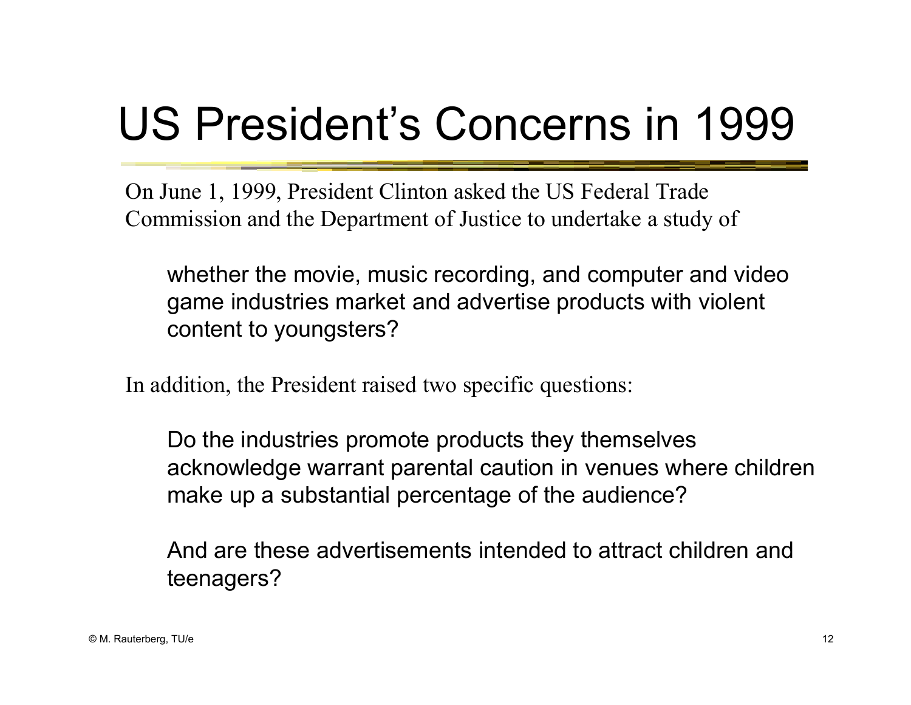# US President's Concerns in 1999

On June 1, 1999, President Clinton asked the US Federal Trade Commission and the Department of Justice to undertake a study of

> whether the movie, music recording, and computer and video game industries market and advertise products with violent content to youngsters?

In addition, the President raised two specific questions:

> Do the industries promote products they themselves acknowledge warrant parental caution in venues where children make up a substantial percentage of the audience?
>
> And are these advertisements intended to attract children and teenagers?

© M. Rauterberg, TU/e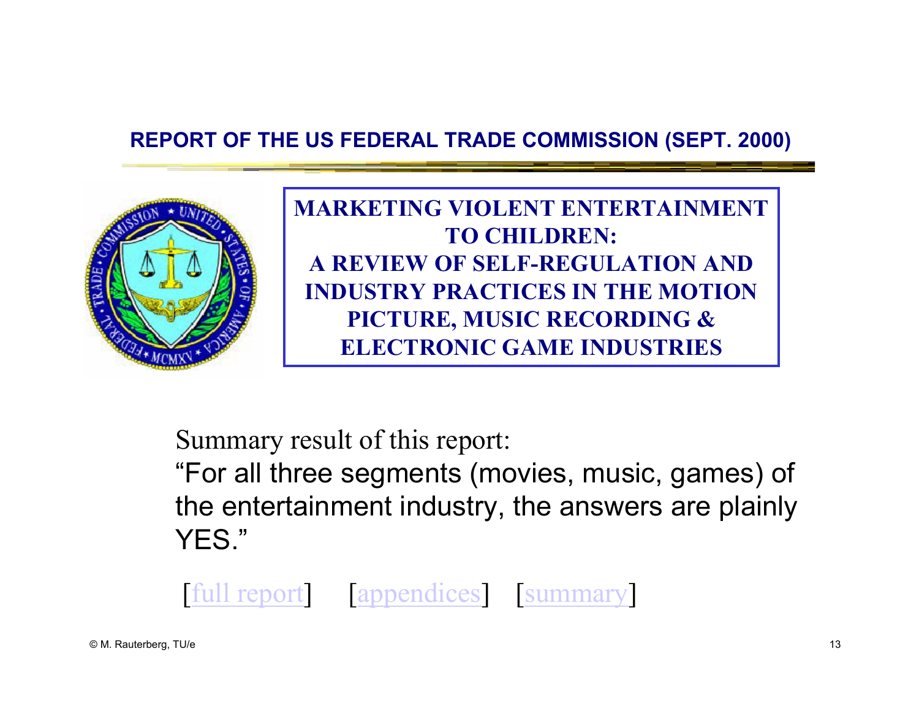## REPORT OF THE US FEDERAL TRADE COMMISSION (SEPT. 2000)

**MARKETING VIOLENT ENTERTAINMENT TO CHILDREN: A REVIEW OF SELF-REGULATION AND INDUSTRY PRACTICES IN THE MOTION PICTURE, MUSIC RECORDING & ELECTRONIC GAME INDUSTRIES**

Summary result of this report:

"For all three segments (movies, music, games) of the entertainment industry, the answers are plainly YES."

[full report] [appendices] [summary]

© M. Rauterberg, TU/e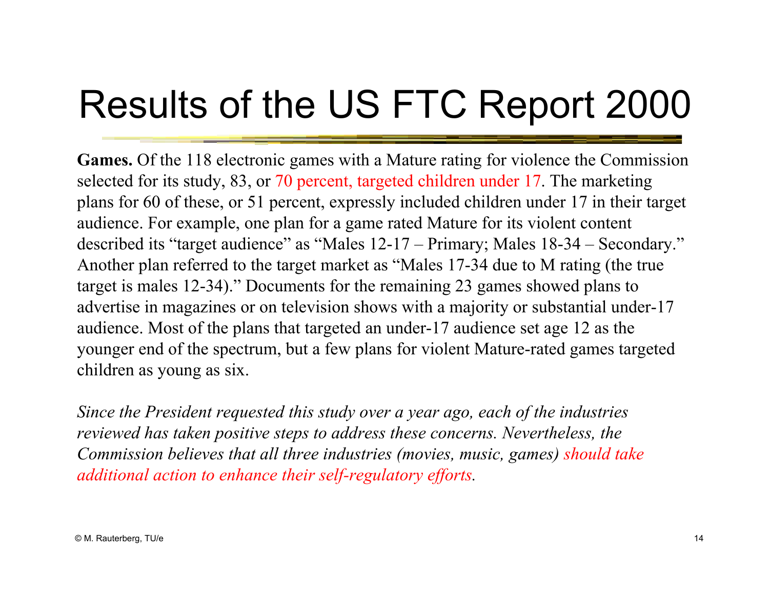# Results of the US FTC Report 2000

**Games.** Of the 118 electronic games with a Mature rating for violence the Commission selected for its study, 83, or 70 percent, targeted children under 17. The marketing plans for 60 of these, or 51 percent, expressly included children under 17 in their target audience. For example, one plan for a game rated Mature for its violent content described its "target audience" as "Males 12-17 – Primary; Males 18-34 – Secondary." Another plan referred to the target market as "Males 17-34 due to M rating (the true target is males 12-34)." Documents for the remaining 23 games showed plans to advertise in magazines or on television shows with a majority or substantial under-17 audience. Most of the plans that targeted an under-17 audience set age 12 as the younger end of the spectrum, but a few plans for violent Mature-rated games targeted children as young as six.

*Since the President requested this study over a year ago, each of the industries reviewed has taken positive steps to address these concerns. Nevertheless, the Commission believes that all three industries (movies, music, games) should take additional action to enhance their self-regulatory efforts.*

© M. Rauterberg, TU/e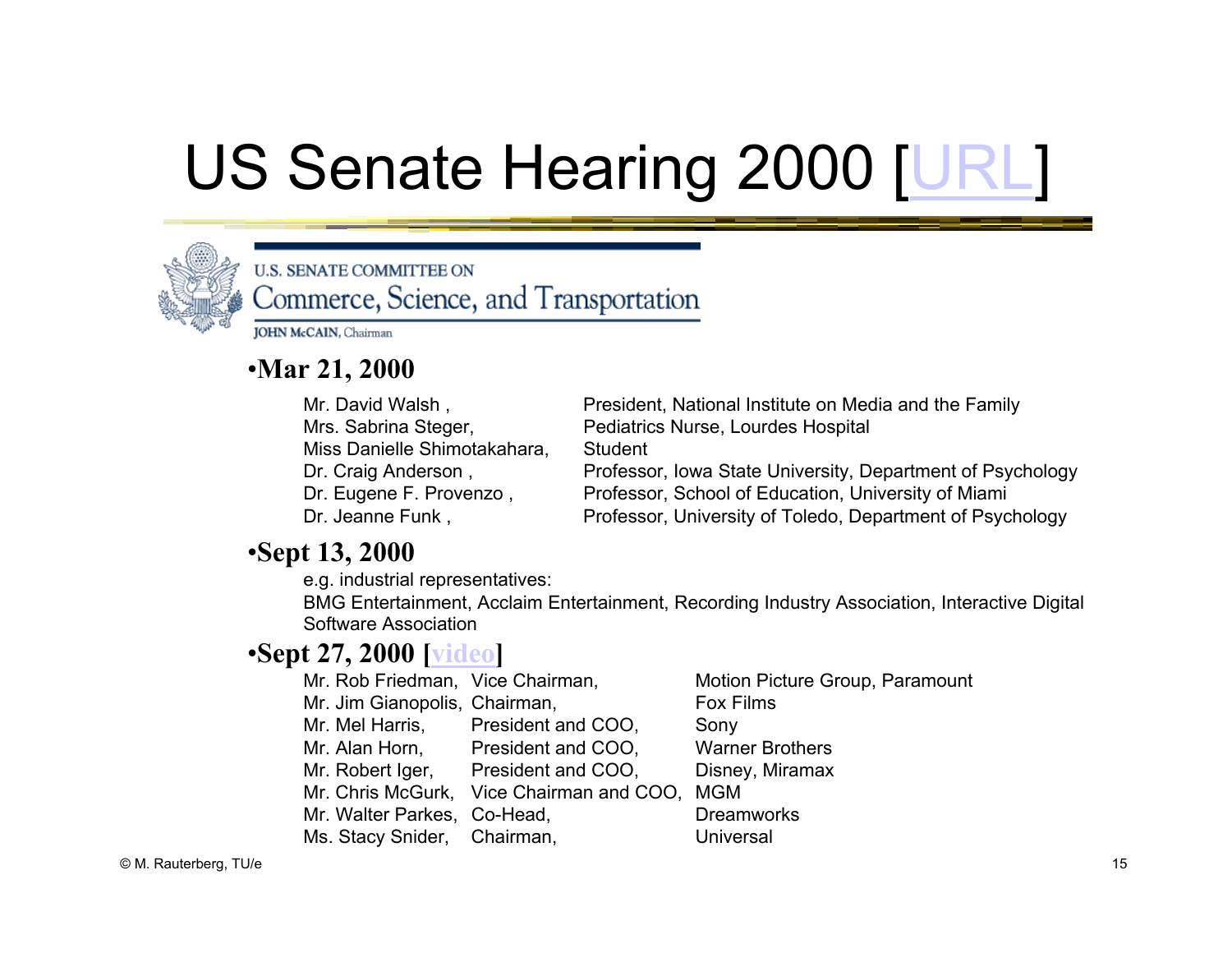# US Senate Hearing 2000 [URL]

U.S. SENATE COMMITTEE ON
Commerce, Science, and Transportation
JOHN McCAIN, Chairman

- **Mar 21, 2000**

| | |
|---|---|
| Mr. David Walsh , | President, National Institute on Media and the Family |
| Mrs. Sabrina Steger, | Pediatrics Nurse, Lourdes Hospital |
| Miss Danielle Shimotakahara, | Student |
| Dr. Craig Anderson , | Professor, Iowa State University, Department of Psychology |
| Dr. Eugene F. Provenzo , | Professor, School of Education, University of Miami |
| Dr. Jeanne Funk , | Professor, University of Toledo, Department of Psychology |

- **Sept 13, 2000**

e.g. industrial representatives:
BMG Entertainment, Acclaim Entertainment, Recording Industry Association, Interactive Digital Software Association

- **Sept 27, 2000 [video]**

| | | |
|---|---|---|
| Mr. Rob Friedman, | Vice Chairman, | Motion Picture Group, Paramount |
| Mr. Jim Gianopolis, | Chairman, | Fox Films |
| Mr. Mel Harris, | President and COO, | Sony |
| Mr. Alan Horn, | President and COO, | Warner Brothers |
| Mr. Robert Iger, | President and COO, | Disney, Miramax |
| Mr. Chris McGurk, | Vice Chairman and COO, | MGM |
| Mr. Walter Parkes, | Co-Head, | Dreamworks |
| Ms. Stacy Snider, | Chairman, | Universal |

© M. Rauterberg, TU/e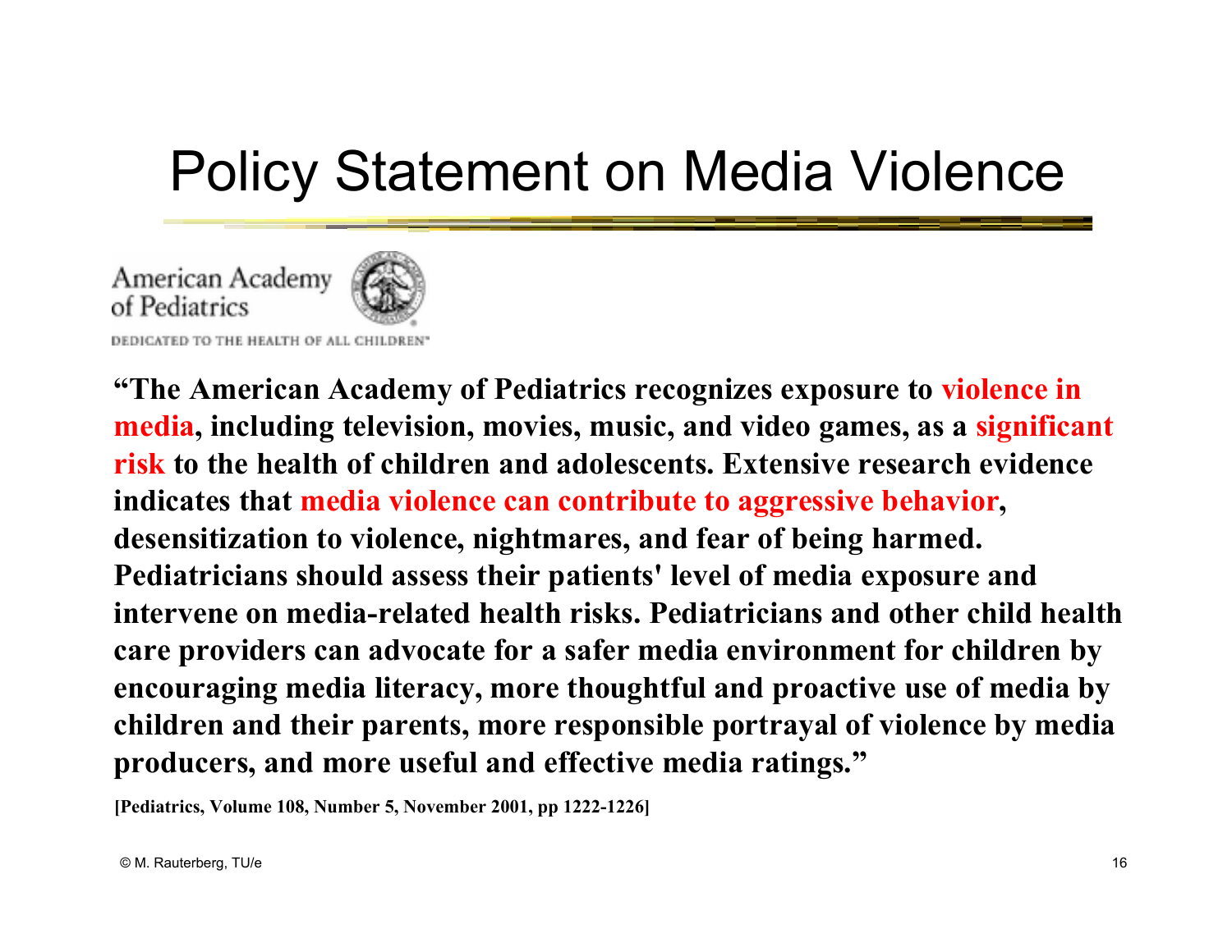# Policy Statement on Media Violence

American Academy of Pediatrics

DEDICATED TO THE HEALTH OF ALL CHILDREN™

**"The American Academy of Pediatrics recognizes exposure to violence in media, including television, movies, music, and video games, as a significant risk to the health of children and adolescents. Extensive research evidence indicates that media violence can contribute to aggressive behavior, desensitization to violence, nightmares, and fear of being harmed. Pediatricians should assess their patients' level of media exposure and intervene on media-related health risks. Pediatricians and other child health care providers can advocate for a safer media environment for children by encouraging media literacy, more thoughtful and proactive use of media by children and their parents, more responsible portrayal of violence by media producers, and more useful and effective media ratings."**

**[Pediatrics, Volume 108, Number 5, November 2001, pp 1222-1226]**

© M. Rauterberg, TU/e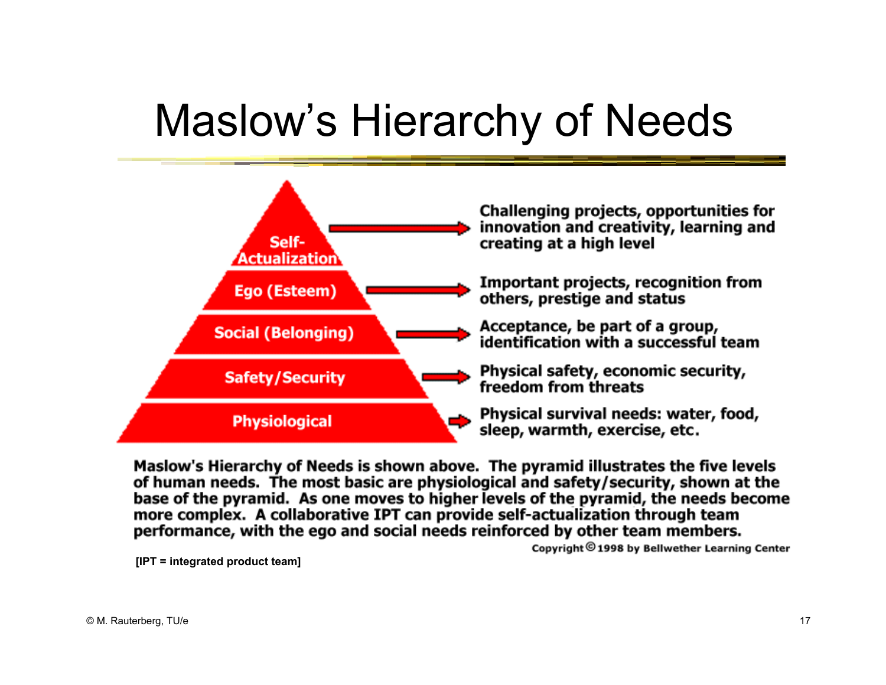# Maslow's Hierarchy of Needs

| Level | Description |
|---|---|
| Self-Actualization | Challenging projects, opportunities for innovation and creativity, learning and creating at a high level |
| Ego (Esteem) | Important projects, recognition from others, prestige and status |
| Social (Belonging) | Acceptance, be part of a group, identification with a successful team |
| Safety/Security | Physical safety, economic security, freedom from threats |
| Physiological | Physical survival needs: water, food, sleep, warmth, exercise, etc. |

**Maslow's Hierarchy of Needs is shown above. The pyramid illustrates the five levels of human needs. The most basic are physiological and safety/security, shown at the base of the pyramid. As one moves to higher levels of the pyramid, the needs become more complex. A collaborative IPT can provide self-actualization through team performance, with the ego and social needs reinforced by other team members.**

Copyright © 1998 by Bellwether Learning Center

**[IPT = integrated product team]**

© M. Rauterberg, TU/e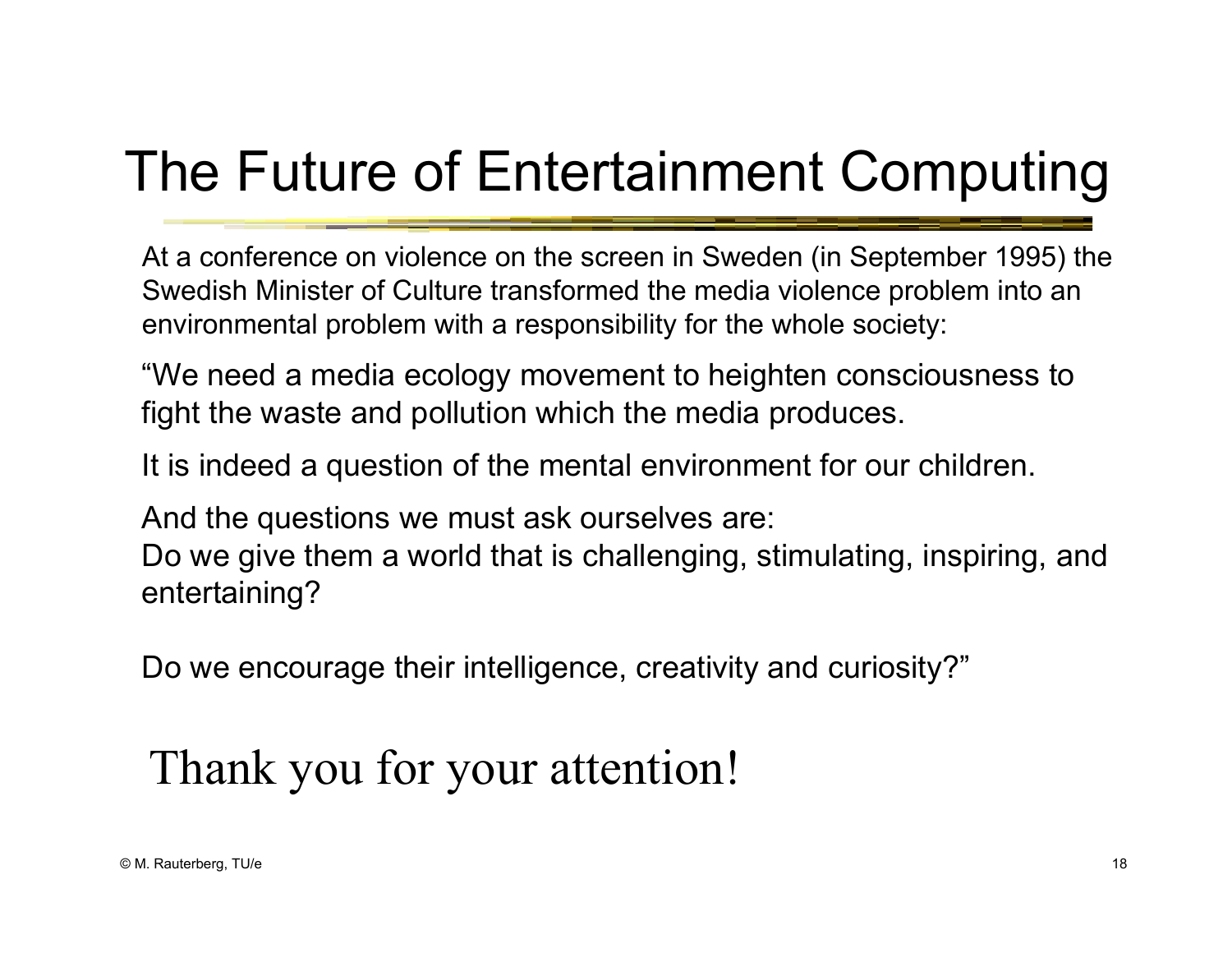# The Future of Entertainment Computing

At a conference on violence on the screen in Sweden (in September 1995) the Swedish Minister of Culture transformed the media violence problem into an environmental problem with a responsibility for the whole society:

"We need a media ecology movement to heighten consciousness to fight the waste and pollution which the media produces.

It is indeed a question of the mental environment for our children.

And the questions we must ask ourselves are:
Do we give them a world that is challenging, stimulating, inspiring, and entertaining?

Do we encourage their intelligence, creativity and curiosity?"

Thank you for your attention!

© M. Rauterberg, TU/e